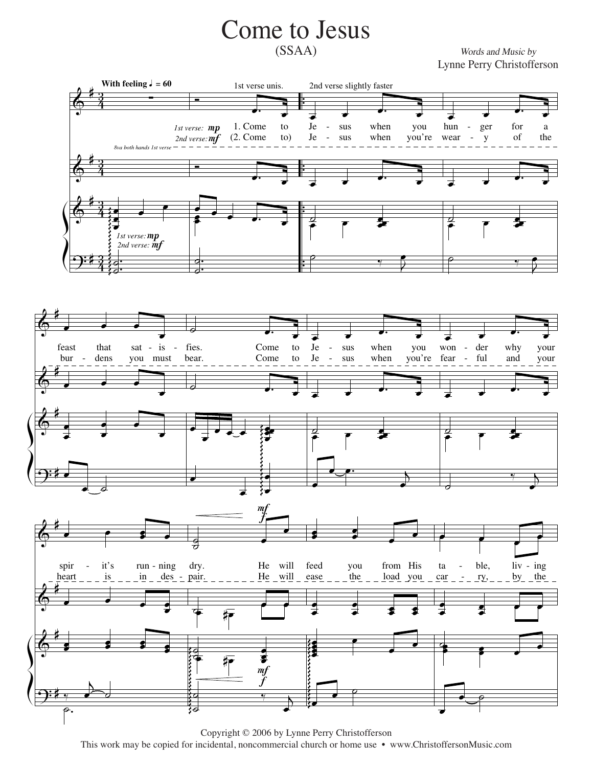# Come to Jesus

(SSAA)

*Words and Music by*
Lynne Perry Christofferson

**With feeling** ♩ = 60

1st verse unis. 2nd verse slightly faster

*1st verse:* **mp**
*2nd verse:* **mf**

1. Come to Jesus when you hunger for a feast that satisfies. Come to Jesus when you wonder why your spirit's running dry. He will feed you from His table, living

(2. Come to) Jesus when you're weary of the burdens you must bear. Come to Jesus when you're fearful and your heart is in despair. He will ease the load you carry, by the

8va both hands 1st verse

Copyright © 2006 by Lynne Perry Christofferson
This work may be copied for incidental, noncommercial church or home use • www.ChristoffersonMusic.com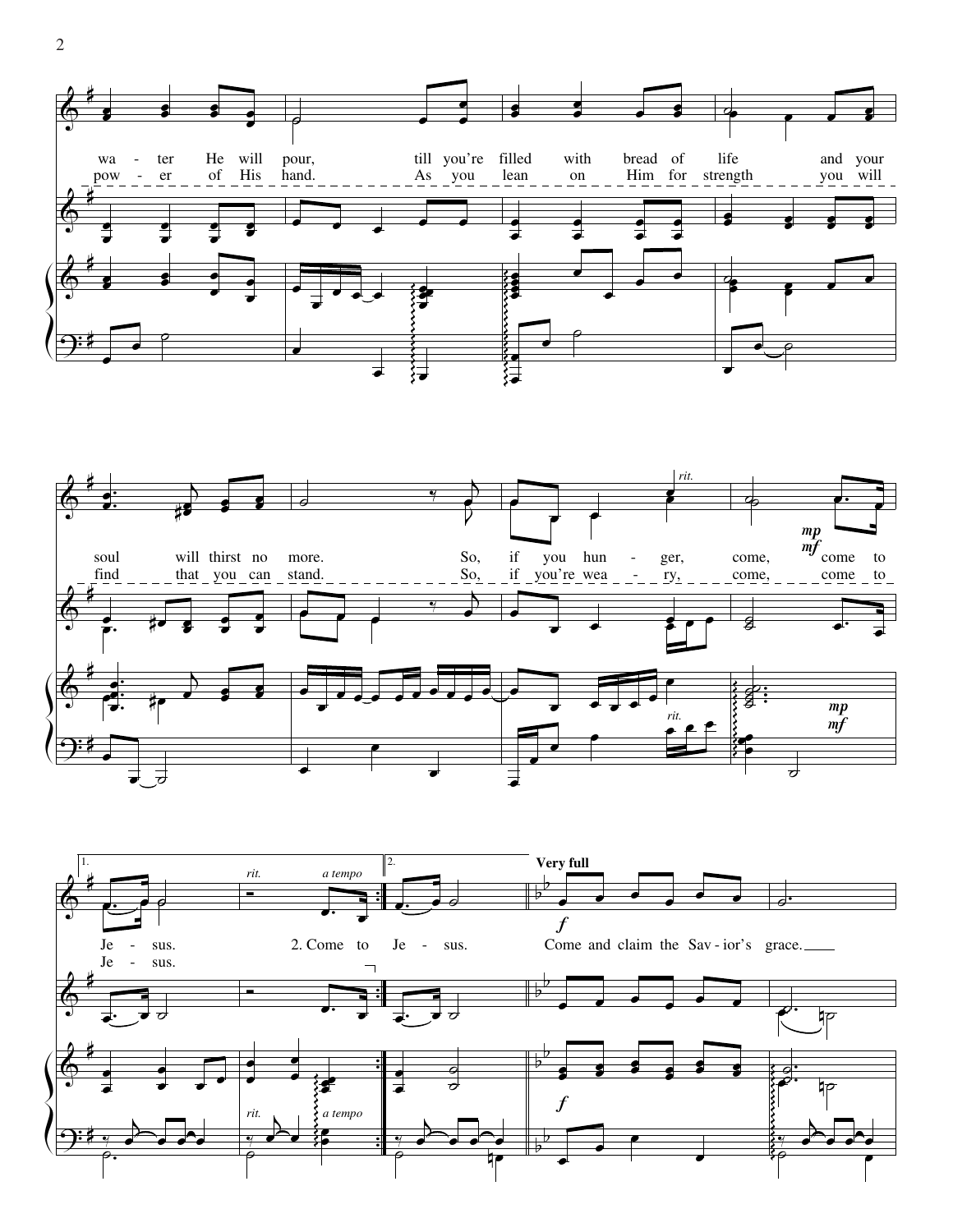wa - ter He will pour, till you're filled with bread of life and your soul will thirst no more. So, if you hun - ger, come, come to Je - sus.

pow - er of His hand. As you lean on Him for strength you will find that you can stand. So, if you're wea - ry, come, come to Je - sus.

*rit.* *mp* *mf*

1. *rit.* *a tempo* 2. Come to Je - sus.

2. **Very full** *f*

Come and claim the Sav - ior's grace.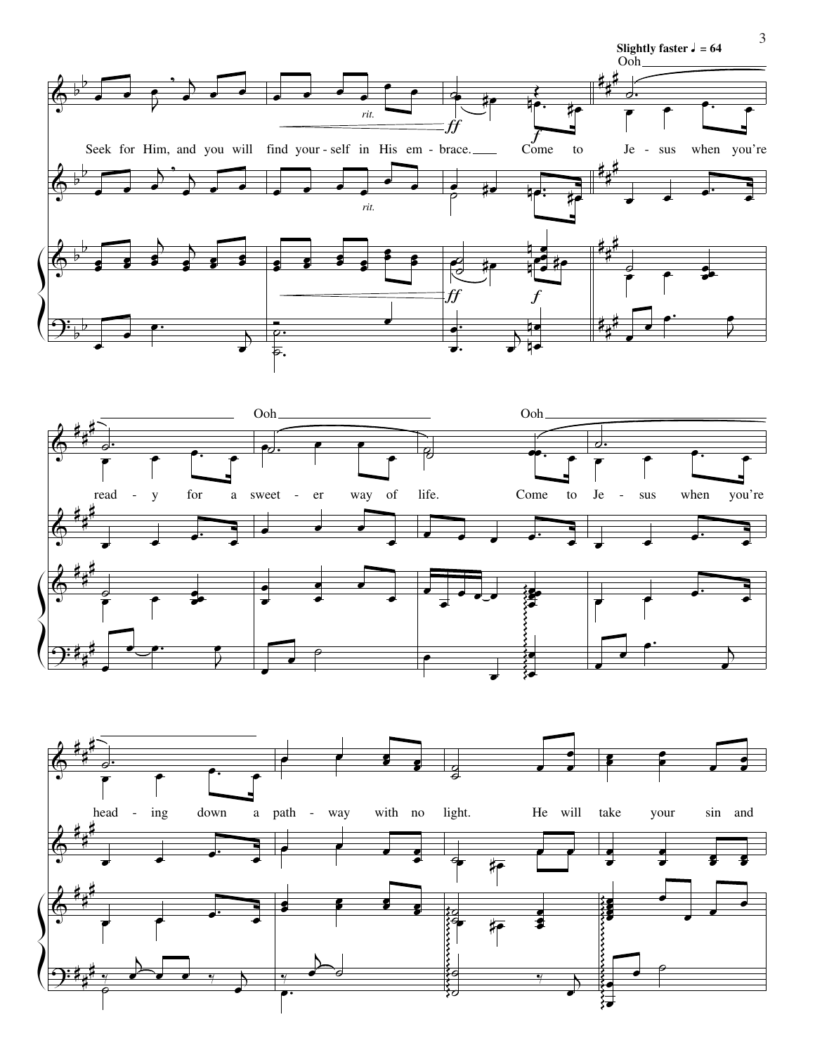Slightly faster ♩ = 64

Ooh

Seek for Him, and you will find your-self in His em-brace. Come to Je-sus when you're

*rit.*

*ff* *f*

Ooh Ooh

read-y for a sweet-er way of life. Come to Je-sus when you're

head-ing down a path-way with no light. He will take your sin and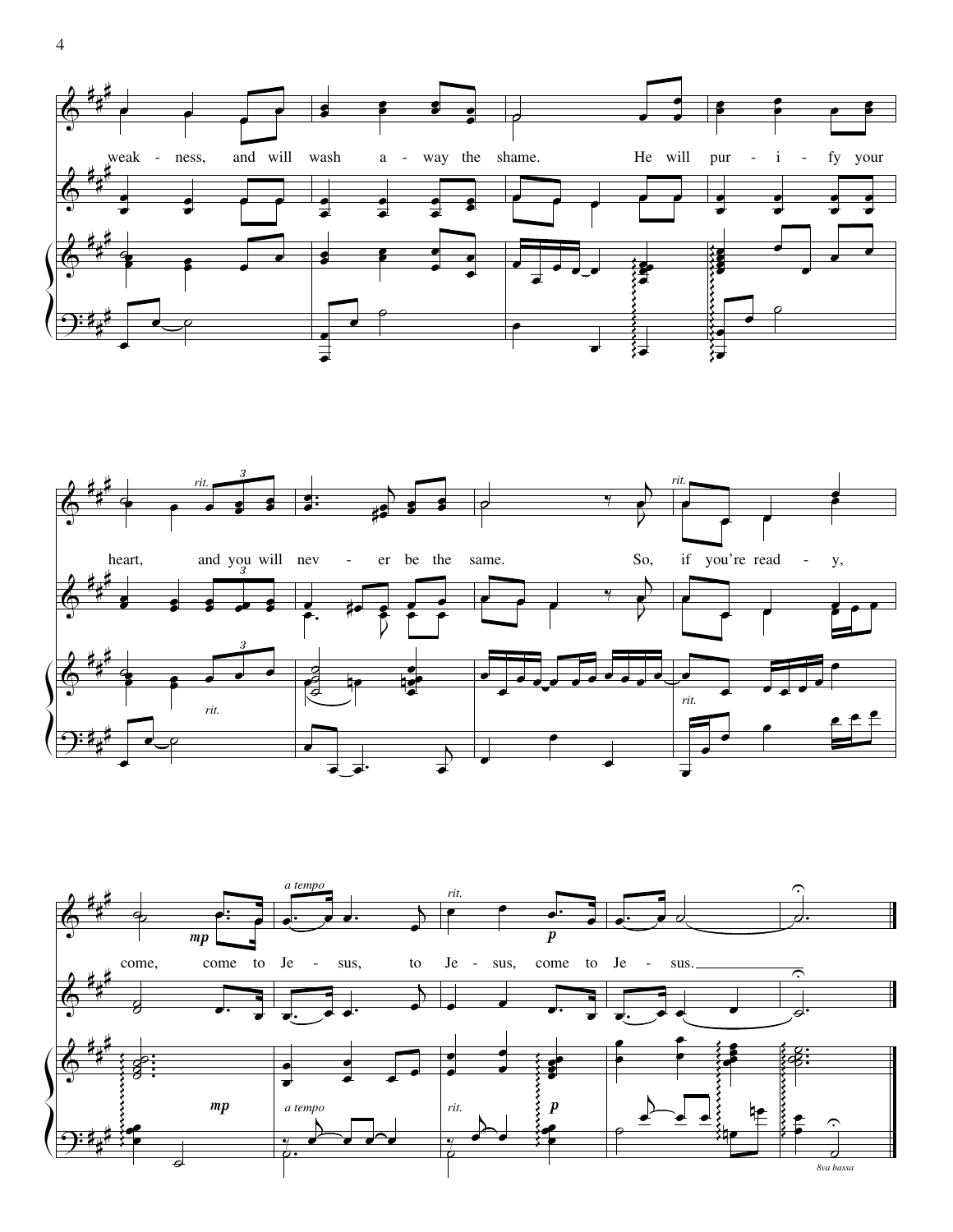weak - ness, and will wash a - way the shame. He will pur - i - fy your

heart, and you will nev - er be the same. So, if you're read - y,

come, come to Je - sus, to Je - sus, come to Je - sus.